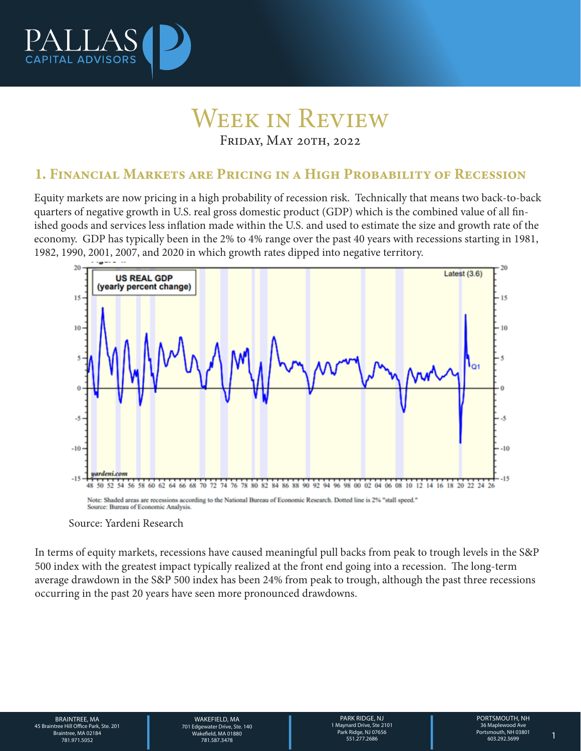# Week in Review

Friday, May 20th, 2022

## 1. Financial Markets are Pricing in a High Probability of Recession

Equity markets are now pricing in a high probability of recession risk. Technically that means two back-to-back quarters of negative growth in U.S. real gross domestic product (GDP) which is the combined value of all finished goods and services less inflation made within the U.S. and used to estimate the size and growth rate of the economy. GDP has typically been in the 2% to 4% range over the past 40 years with recessions starting in 1981, 1982, 1990, 2001, 2007, and 2020 in which growth rates dipped into negative territory.

US REAL GDP (yearly percent change)

Latest (3.6)

Note: Shaded areas are recessions according to the National Bureau of Economic Research. Dotted line is 2% "stall speed."
Source: Bureau of Economic Analysis.

Source: Yardeni Research

In terms of equity markets, recessions have caused meaningful pull backs from peak to trough levels in the S&P 500 index with the greatest impact typically realized at the front end going into a recession. The long-term average drawdown in the S&P 500 index has been 24% from peak to trough, although the past three recessions occurring in the past 20 years have seen more pronounced drawdowns.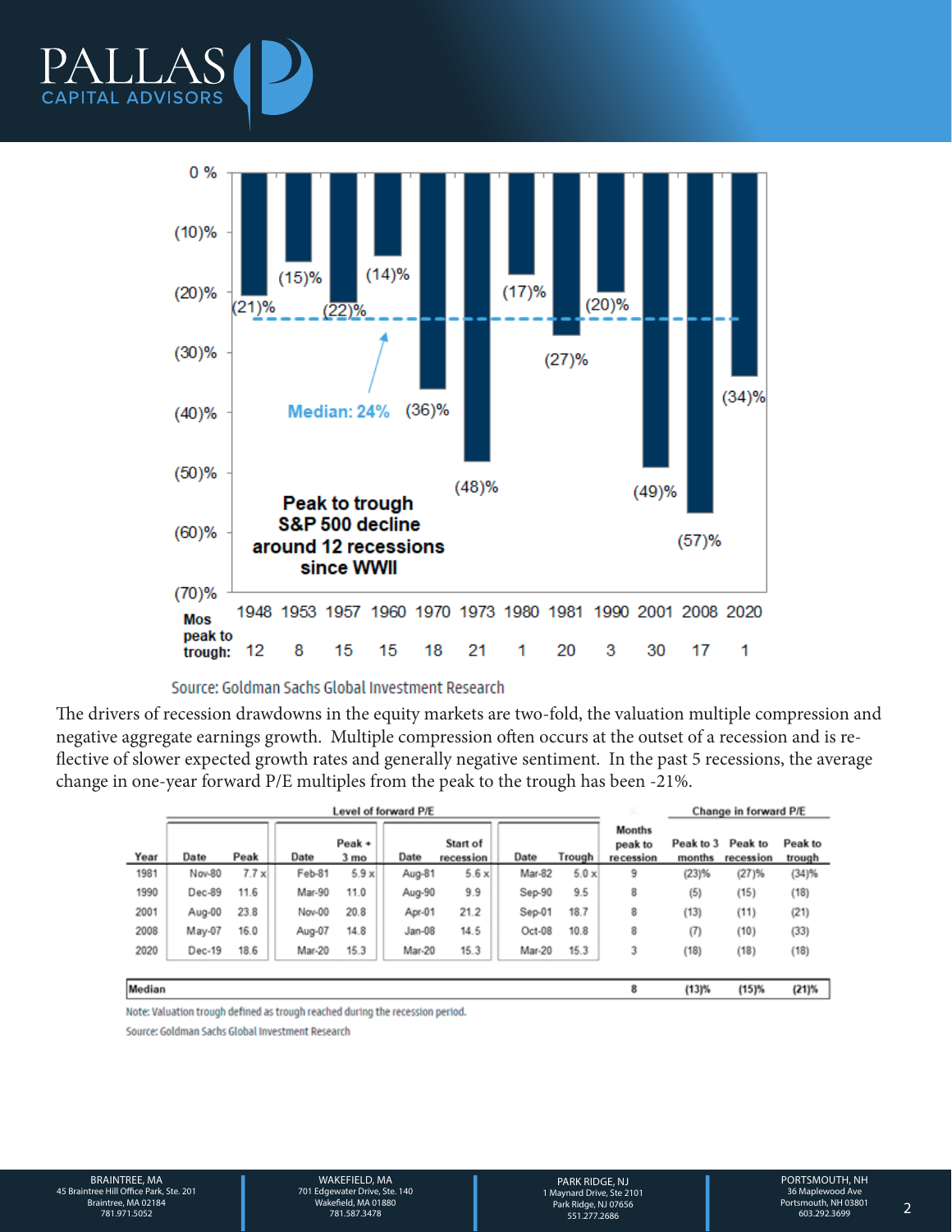**Peak to trough S&P 500 decline around 12 recessions since WWII**

| Year | 1948 | 1953 | 1957 | 1960 | 1970 | 1973 | 1980 | 1981 | 1990 | 2001 | 2008 | 2020 |
|---|---|---|---|---|---|---|---|---|---|---|---|---|
| Decline | (21)% | (15)% | (22)% | (14)% | (36)% | (48)% | (17)% | (27)% | (20)% | (49)% | (57)% | (34)% |
| Mos peak to trough | 12 | 8 | 15 | 15 | 18 | 21 | 1 | 20 | 3 | 30 | 17 | 1 |

Median: 24%

Source: Goldman Sachs Global Investment Research

The drivers of recession drawdowns in the equity markets are two-fold, the valuation multiple compression and negative aggregate earnings growth. Multiple compression often occurs at the outset of a recession and is reflective of slower expected growth rates and generally negative sentiment. In the past 5 recessions, the average change in one-year forward P/E multiples from the peak to the trough has been -21%.

| | Level of forward P/E | | | | | | | | | Change in forward P/E | | |
|---|---|---|---|---|---|---|---|---|---|---|---|---|
| Year | Date | Peak | Date | Peak + 3 mo | Date | Start of recession | Date | Trough | Months peak to recession | Peak to 3 months | Peak to recession | Peak to trough |
| 1981 | Nov-80 | 7.7 x | Feb-81 | 5.9 x | Aug-81 | 5.6 x | Mar-82 | 5.0 x | 9 | (23)% | (27)% | (34)% |
| 1990 | Dec-89 | 11.6 | Mar-90 | 11.0 | Aug-90 | 9.9 | Sep-90 | 9.5 | 8 | (5) | (15) | (18) |
| 2001 | Aug-00 | 23.8 | Nov-00 | 20.8 | Apr-01 | 21.2 | Sep-01 | 18.7 | 8 | (13) | (11) | (21) |
| 2008 | May-07 | 16.0 | Aug-07 | 14.8 | Jan-08 | 14.5 | Oct-08 | 10.8 | 8 | (7) | (10) | (33) |
| 2020 | Dec-19 | 18.6 | Mar-20 | 15.3 | Mar-20 | 15.3 | Mar-20 | 15.3 | 3 | (18) | (18) | (18) |
| **Median** | | | | | | | | | **8** | **(13)%** | **(15)%** | **(21)%** |

Note: Valuation trough defined as trough reached during the recession period.

Source: Goldman Sachs Global Investment Research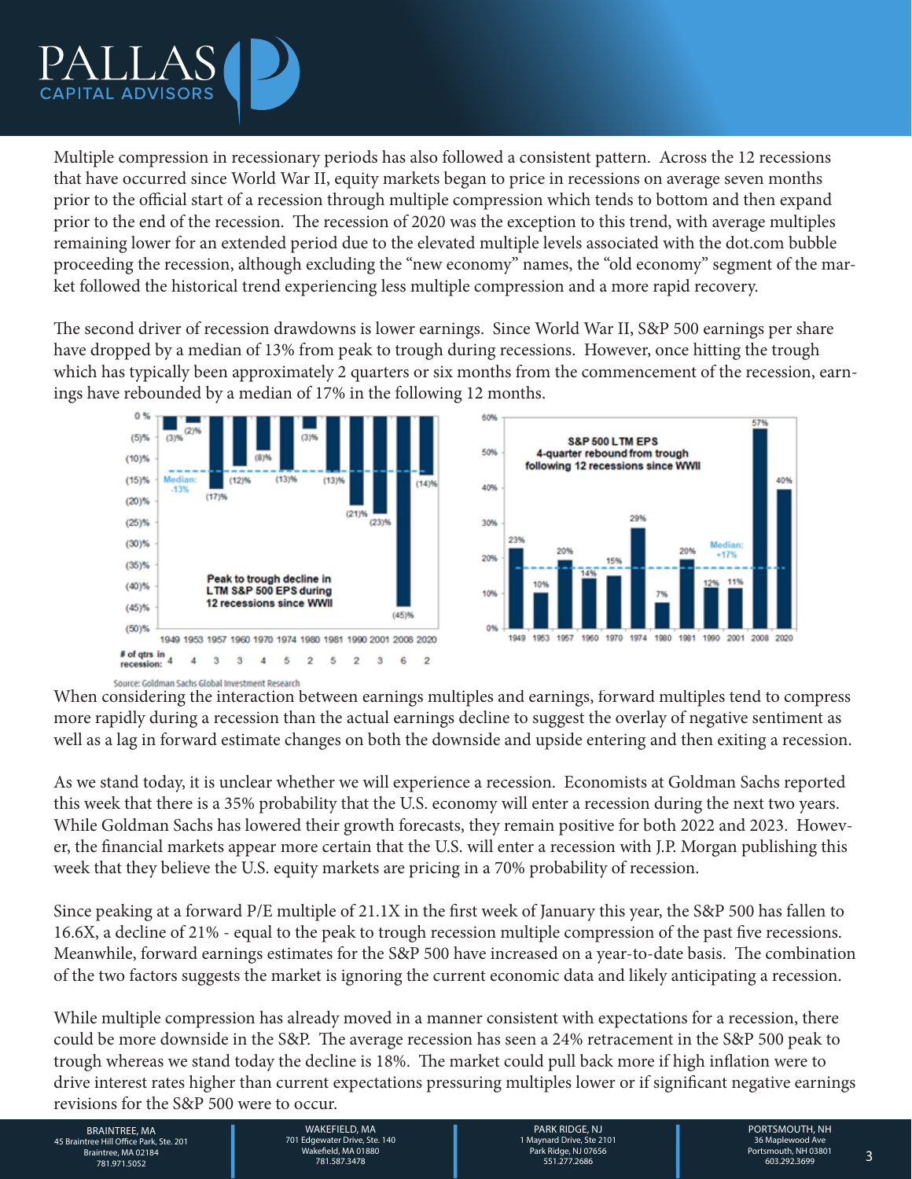Multiple compression in recessionary periods has also followed a consistent pattern. Across the 12 recessions that have occurred since World War II, equity markets began to price in recessions on average seven months prior to the official start of a recession through multiple compression which tends to bottom and then expand prior to the end of the recession. The recession of 2020 was the exception to this trend, with average multiples remaining lower for an extended period due to the elevated multiple levels associated with the dot.com bubble proceeding the recession, although excluding the "new economy" names, the "old economy" segment of the market followed the historical trend experiencing less multiple compression and a more rapid recovery.

The second driver of recession drawdowns is lower earnings. Since World War II, S&P 500 earnings per share have dropped by a median of 13% from peak to trough during recessions. However, once hitting the trough which has typically been approximately 2 quarters or six months from the commencement of the recession, earnings have rebounded by a median of 17% in the following 12 months.

**Peak to trough decline in LTM S&P 500 EPS during 12 recessions since WWII** (Median: -13%)

| Recession | 1949 | 1953 | 1957 | 1960 | 1970 | 1974 | 1980 | 1981 | 1990 | 2001 | 2008 | 2020 |
|---|---|---|---|---|---|---|---|---|---|---|---|---|
| Peak to trough decline | (3)% | (2)% | (17)% | (12)% | (8)% | (13)% | (3)% | (13)% | (21)% | (23)% | (45)% | (14)% |
| # of qtrs in recession | 4 | 4 | 3 | 3 | 4 | 5 | 2 | 5 | 2 | 3 | 6 | 2 |

**S&P 500 LTM EPS 4-quarter rebound from trough following 12 recessions since WWII** (Median: +17%)

| Recession | 1949 | 1953 | 1957 | 1960 | 1970 | 1974 | 1980 | 1981 | 1990 | 2001 | 2008 | 2020 |
|---|---|---|---|---|---|---|---|---|---|---|---|---|
| Rebound | 23% | 10% | 20% | 14% | 15% | 29% | 7% | 20% | 12% | 11% | 57% | 40% |

Source: Goldman Sachs Global Investment Research

When considering the interaction between earnings multiples and earnings, forward multiples tend to compress more rapidly during a recession than the actual earnings decline to suggest the overlay of negative sentiment as well as a lag in forward estimate changes on both the downside and upside entering and then exiting a recession.

As we stand today, it is unclear whether we will experience a recession. Economists at Goldman Sachs reported this week that there is a 35% probability that the U.S. economy will enter a recession during the next two years. While Goldman Sachs has lowered their growth forecasts, they remain positive for both 2022 and 2023. However, the financial markets appear more certain that the U.S. will enter a recession with J.P. Morgan publishing this week that they believe the U.S. equity markets are pricing in a 70% probability of recession.

Since peaking at a forward P/E multiple of 21.1X in the first week of January this year, the S&P 500 has fallen to 16.6X, a decline of 21% - equal to the peak to trough recession multiple compression of the past five recessions. Meanwhile, forward earnings estimates for the S&P 500 have increased on a year-to-date basis. The combination of the two factors suggests the market is ignoring the current economic data and likely anticipating a recession.

While multiple compression has already moved in a manner consistent with expectations for a recession, there could be more downside in the S&P. The average recession has seen a 24% retracement in the S&P 500 peak to trough whereas we stand today the decline is 18%. The market could pull back more if high inflation were to drive interest rates higher than current expectations pressuring multiples lower or if significant negative earnings revisions for the S&P 500 were to occur.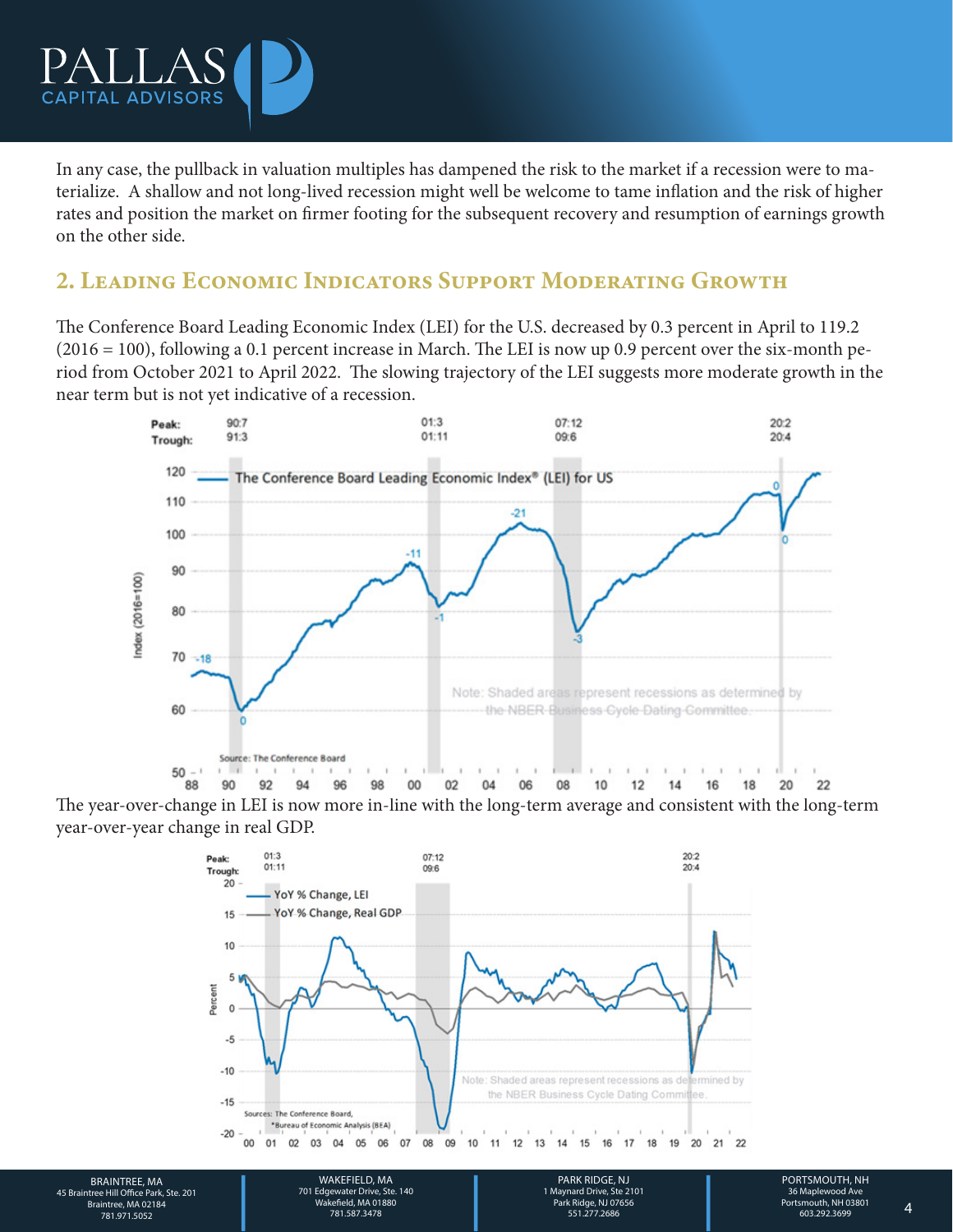In any case, the pullback in valuation multiples has dampened the risk to the market if a recession were to materialize. A shallow and not long-lived recession might well be welcome to tame inflation and the risk of higher rates and position the market on firmer footing for the subsequent recovery and resumption of earnings growth on the other side.

## 2. Leading Economic Indicators Support Moderating Growth

The Conference Board Leading Economic Index (LEI) for the U.S. decreased by 0.3 percent in April to 119.2 (2016 = 100), following a 0.1 percent increase in March. The LEI is now up 0.9 percent over the six-month period from October 2021 to April 2022. The slowing trajectory of the LEI suggests more moderate growth in the near term but is not yet indicative of a recession.

The year-over-change in LEI is now more in-line with the long-term average and consistent with the long-term year-over-year change in real GDP.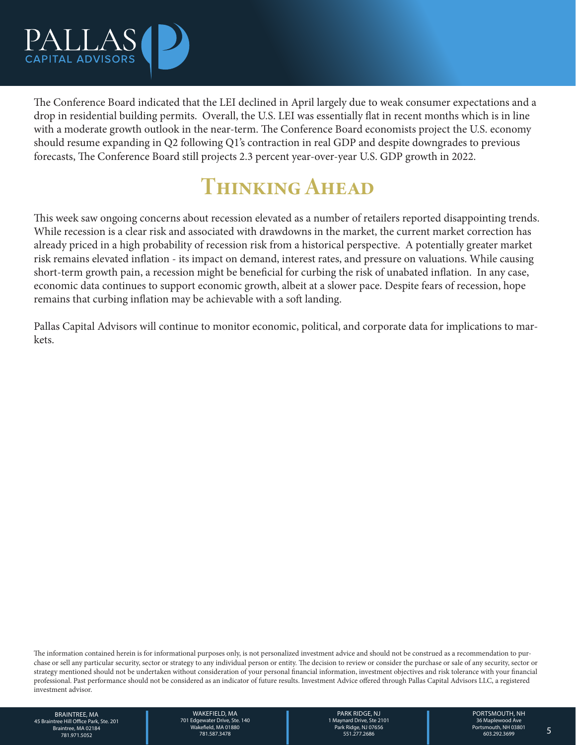The Conference Board indicated that the LEI declined in April largely due to weak consumer expectations and a drop in residential building permits. Overall, the U.S. LEI was essentially flat in recent months which is in line with a moderate growth outlook in the near-term. The Conference Board economists project the U.S. economy should resume expanding in Q2 following Q1's contraction in real GDP and despite downgrades to previous forecasts, The Conference Board still projects 2.3 percent year-over-year U.S. GDP growth in 2022.

## Thinking Ahead

This week saw ongoing concerns about recession elevated as a number of retailers reported disappointing trends. While recession is a clear risk and associated with drawdowns in the market, the current market correction has already priced in a high probability of recession risk from a historical perspective. A potentially greater market risk remains elevated inflation - its impact on demand, interest rates, and pressure on valuations. While causing short-term growth pain, a recession might be beneficial for curbing the risk of unabated inflation. In any case, economic data continues to support economic growth, albeit at a slower pace. Despite fears of recession, hope remains that curbing inflation may be achievable with a soft landing.

Pallas Capital Advisors will continue to monitor economic, political, and corporate data for implications to markets.

The information contained herein is for informational purposes only, is not personalized investment advice and should not be construed as a recommendation to purchase or sell any particular security, sector or strategy to any individual person or entity. The decision to review or consider the purchase or sale of any security, sector or strategy mentioned should not be undertaken without consideration of your personal financial information, investment objectives and risk tolerance with your financial professional. Past performance should not be considered as an indicator of future results. Investment Advice offered through Pallas Capital Advisors LLC, a registered investment advisor.